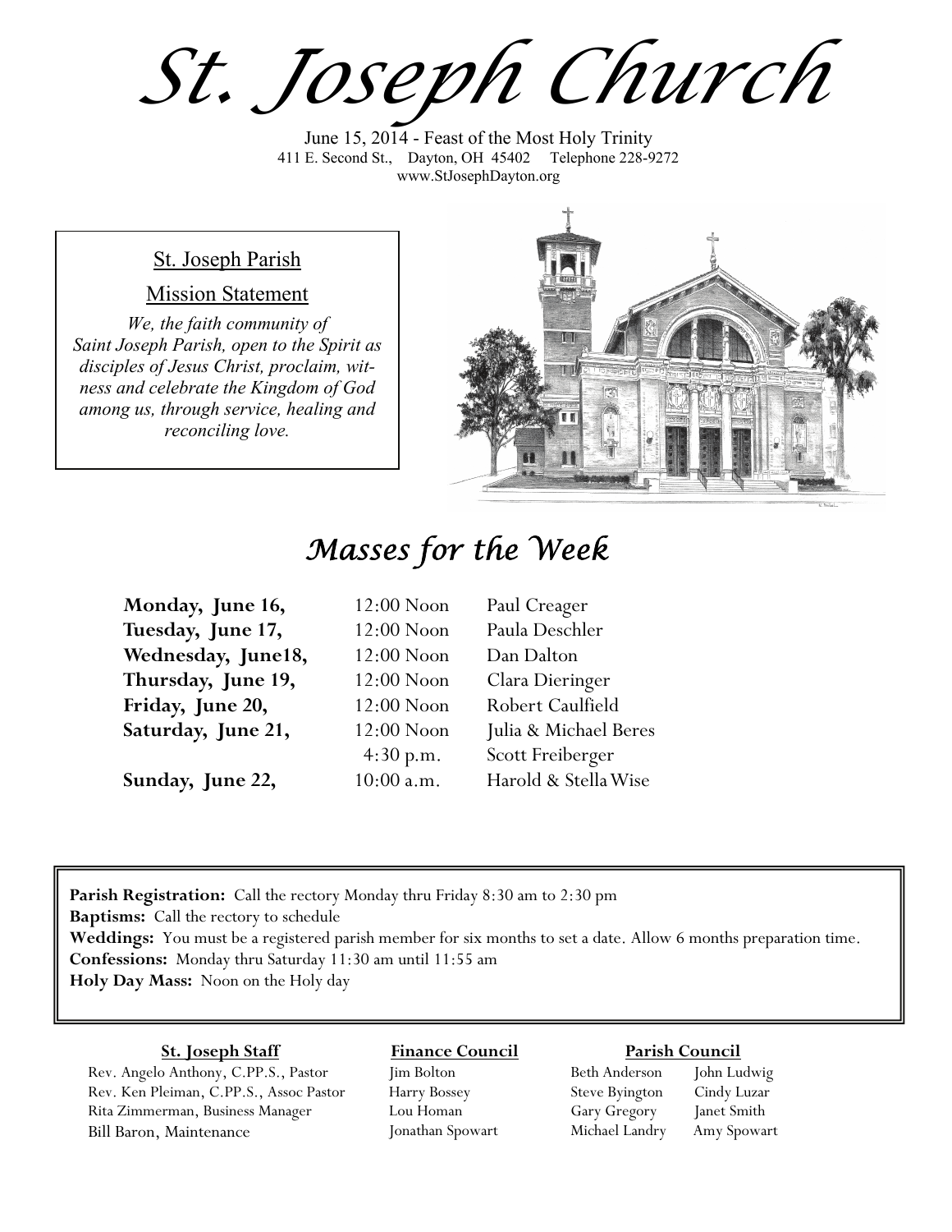# St. Joseph Church

June 15, 2014 - Feast of the Most Holy Trinity
411 E. Second St., Dayton, OH 45402 Telephone 228-9272
www.StJosephDayton.org

St. Joseph Parish

Mission Statement

*We, the faith community of Saint Joseph Parish, open to the Spirit as disciples of Jesus Christ, proclaim, witness and celebrate the Kingdom of God among us, through service, healing and reconciling love.*

## Masses for the Week

| | | |
|---|---|---|
| **Monday, June 16,** | 12:00 Noon | Paul Creager |
| **Tuesday, June 17,** | 12:00 Noon | Paula Deschler |
| **Wednesday, June18,** | 12:00 Noon | Dan Dalton |
| **Thursday, June 19,** | 12:00 Noon | Clara Dieringer |
| **Friday, June 20,** | 12:00 Noon | Robert Caulfield |
| **Saturday, June 21,** | 12:00 Noon | Julia & Michael Beres |
| | 4:30 p.m. | Scott Freiberger |
| **Sunday, June 22,** | 10:00 a.m. | Harold & Stella Wise |

**Parish Registration:** Call the rectory Monday thru Friday 8:30 am to 2:30 pm
**Baptisms:** Call the rectory to schedule
**Weddings:** You must be a registered parish member for six months to set a date. Allow 6 months preparation time.
**Confessions:** Monday thru Saturday 11:30 am until 11:55 am
**Holy Day Mass:** Noon on the Holy day

**St. Joseph Staff**

Rev. Angelo Anthony, C.PP.S., Pastor
Rev. Ken Pleiman, C.PP.S., Assoc Pastor
Rita Zimmerman, Business Manager
Bill Baron, Maintenance

**Finance Council**

Jim Bolton
Harry Bossey
Lou Homan
Jonathan Spowart

**Parish Council**

Beth Anderson
Steve Byington
Gary Gregory
Michael Landry
John Ludwig
Cindy Luzar
Janet Smith
Amy Spowart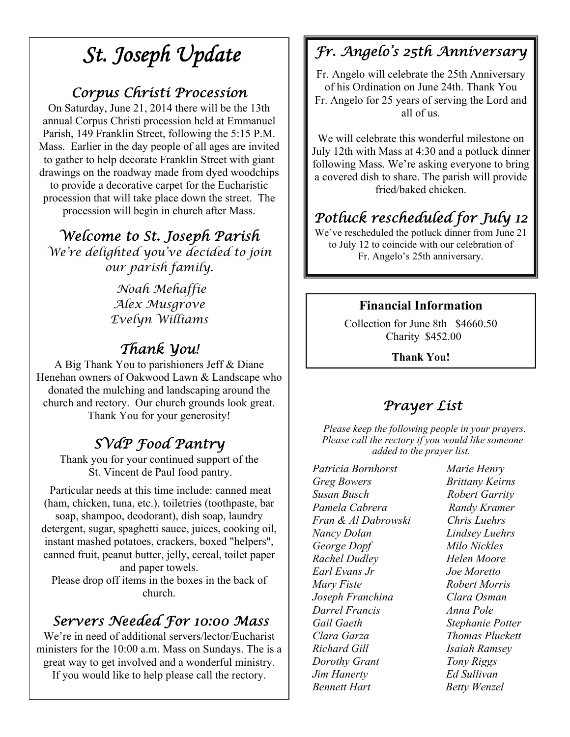# St. Joseph Update

## Corpus Christi Procession

On Saturday, June 21, 2014 there will be the 13th annual Corpus Christi procession held at Emmanuel Parish, 149 Franklin Street, following the 5:15 P.M. Mass. Earlier in the day people of all ages are invited to gather to help decorate Franklin Street with giant drawings on the roadway made from dyed woodchips to provide a decorative carpet for the Eucharistic procession that will take place down the street. The procession will begin in church after Mass.

## Welcome to St. Joseph Parish

*We're delighted you've decided to join our parish family.*

*Noah Mehaffie*
*Alex Musgrove*
*Evelyn Williams*

## Thank You!

A Big Thank You to parishioners Jeff & Diane Henehan owners of Oakwood Lawn & Landscape who donated the mulching and landscaping around the church and rectory. Our church grounds look great. Thank You for your generosity!

## SVdP Food Pantry

Thank you for your continued support of the St. Vincent de Paul food pantry.

Particular needs at this time include: canned meat (ham, chicken, tuna, etc.), toiletries (toothpaste, bar soap, shampoo, deodorant), dish soap, laundry detergent, sugar, spaghetti sauce, juices, cooking oil, instant mashed potatoes, crackers, boxed "helpers", canned fruit, peanut butter, jelly, cereal, toilet paper and paper towels.
Please drop off items in the boxes in the back of church.

## Servers Needed For 10:00 Mass

We're in need of additional servers/lector/Eucharist ministers for the 10:00 a.m. Mass on Sundays. The is a great way to get involved and a wonderful ministry. If you would like to help please call the rectory.

## Fr. Angelo's 25th Anniversary

Fr. Angelo will celebrate the 25th Anniversary of his Ordination on June 24th. Thank You Fr. Angelo for 25 years of serving the Lord and all of us.

We will celebrate this wonderful milestone on July 12th with Mass at 4:30 and a potluck dinner following Mass. We're asking everyone to bring a covered dish to share. The parish will provide fried/baked chicken.

## Potluck rescheduled for July 12

We've rescheduled the potluck dinner from June 21 to July 12 to coincide with our celebration of Fr. Angelo's 25th anniversary.

### Financial Information

Collection for June 8th $4660.50
Charity $452.00

**Thank You!**

## Prayer List

*Please keep the following people in your prayers. Please call the rectory if you would like someone added to the prayer list.*

*Patricia Bornhorst*
*Greg Bowers*
*Susan Busch*
*Pamela Cabrera*
*Fran & Al Dabrowski*
*Nancy Dolan*
*George Dopf*
*Rachel Dudley*
*Earl Evans Jr*
*Mary Fiste*
*Joseph Franchina*
*Darrel Francis*
*Gail Gaeth*
*Clara Garza*
*Richard Gill*
*Dorothy Grant*
*Jim Hanerty*
*Bennett Hart*
*Marie Henry*
*Brittany Keirns*
*Robert Garrity*
*Randy Kramer*
*Chris Luehrs*
*Lindsey Luehrs*
*Milo Nickles*
*Helen Moore*
*Joe Moretto*
*Robert Morris*
*Clara Osman*
*Anna Pole*
*Stephanie Potter*
*Thomas Pluckett*
*Isaiah Ramsey*
*Tony Riggs*
*Ed Sullivan*
*Betty Wenzel*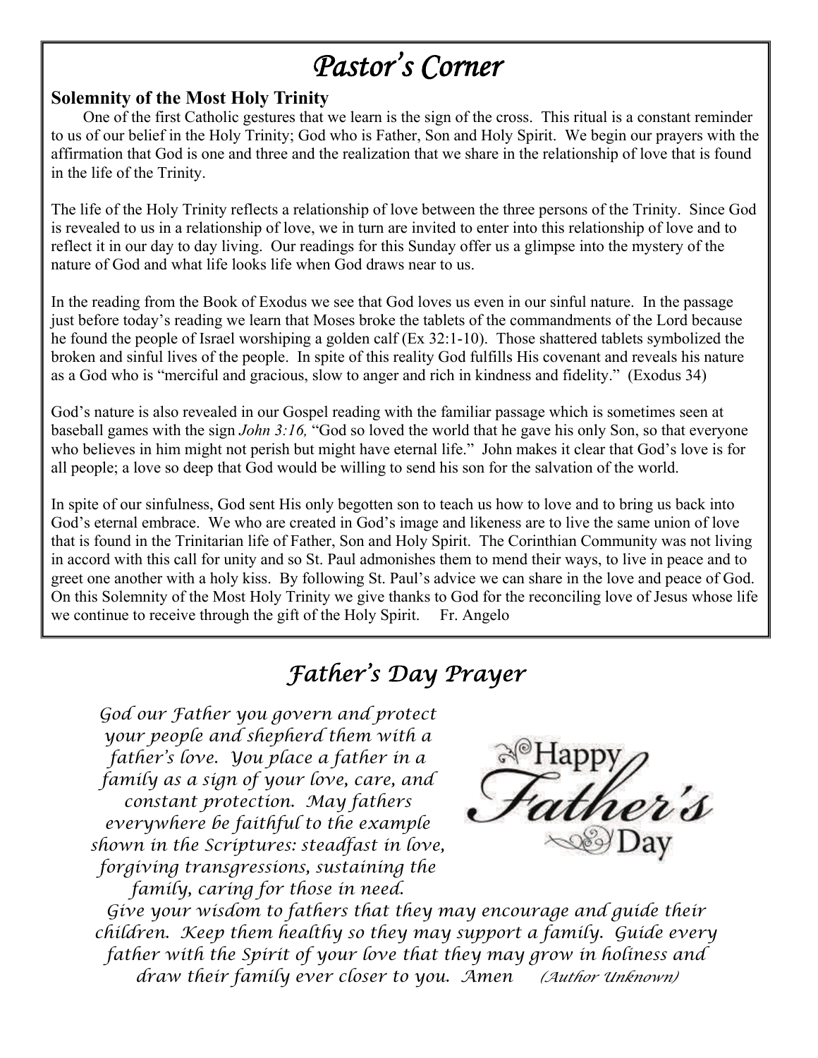# *Pastor's Corner*

**Solemnity of the Most Holy Trinity**

One of the first Catholic gestures that we learn is the sign of the cross. This ritual is a constant reminder to us of our belief in the Holy Trinity; God who is Father, Son and Holy Spirit. We begin our prayers with the affirmation that God is one and three and the realization that we share in the relationship of love that is found in the life of the Trinity.

The life of the Holy Trinity reflects a relationship of love between the three persons of the Trinity. Since God is revealed to us in a relationship of love, we in turn are invited to enter into this relationship of love and to reflect it in our day to day living. Our readings for this Sunday offer us a glimpse into the mystery of the nature of God and what life looks life when God draws near to us.

In the reading from the Book of Exodus we see that God loves us even in our sinful nature. In the passage just before today's reading we learn that Moses broke the tablets of the commandments of the Lord because he found the people of Israel worshiping a golden calf (Ex 32:1-10). Those shattered tablets symbolized the broken and sinful lives of the people. In spite of this reality God fulfills His covenant and reveals his nature as a God who is "merciful and gracious, slow to anger and rich in kindness and fidelity." (Exodus 34)

God's nature is also revealed in our Gospel reading with the familiar passage which is sometimes seen at baseball games with the sign *John 3:16,* "God so loved the world that he gave his only Son, so that everyone who believes in him might not perish but might have eternal life." John makes it clear that God's love is for all people; a love so deep that God would be willing to send his son for the salvation of the world.

In spite of our sinfulness, God sent His only begotten son to teach us how to love and to bring us back into God's eternal embrace. We who are created in God's image and likeness are to live the same union of love that is found in the Trinitarian life of Father, Son and Holy Spirit. The Corinthian Community was not living in accord with this call for unity and so St. Paul admonishes them to mend their ways, to live in peace and to greet one another with a holy kiss. By following St. Paul's advice we can share in the love and peace of God. On this Solemnity of the Most Holy Trinity we give thanks to God for the reconciling love of Jesus whose life we continue to receive through the gift of the Holy Spirit. Fr. Angelo

## *Father's Day Prayer*

Happy Father's Day

*God our Father you govern and protect your people and shepherd them with a father's love. You place a father in a family as a sign of your love, care, and constant protection. May fathers everywhere be faithful to the example shown in the Scriptures: steadfast in love, forgiving transgressions, sustaining the family, caring for those in need. Give your wisdom to fathers that they may encourage and guide their children. Keep them healthy so they may support a family. Guide every father with the Spirit of your love that they may grow in holiness and draw their family ever closer to you. Amen* *(Author Unknown)*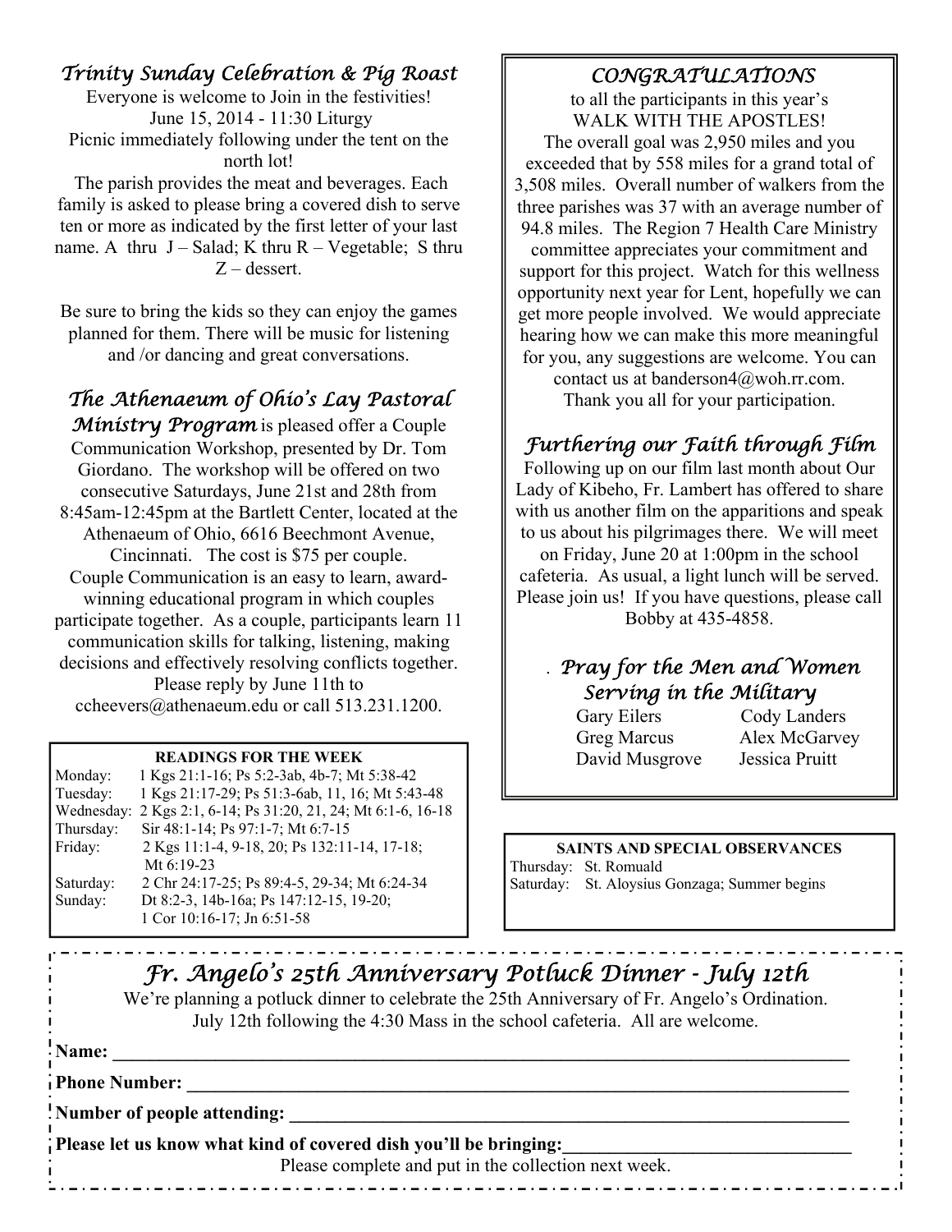## Trinity Sunday Celebration & Pig Roast

Everyone is welcome to Join in the festivities!
June 15, 2014 - 11:30 Liturgy
Picnic immediately following under the tent on the north lot!

The parish provides the meat and beverages. Each family is asked to please bring a covered dish to serve ten or more as indicated by the first letter of your last name. A thru J – Salad; K thru R – Vegetable; S thru Z – dessert.

Be sure to bring the kids so they can enjoy the games planned for them. There will be music for listening and /or dancing and great conversations.

## The Athenaeum of Ohio's Lay Pastoral Ministry Program

***The Athenaeum of Ohio's Lay Pastoral Ministry Program*** is pleased offer a Couple Communication Workshop, presented by Dr. Tom Giordano. The workshop will be offered on two consecutive Saturdays, June 21st and 28th from 8:45am-12:45pm at the Bartlett Center, located at the Athenaeum of Ohio, 6616 Beechmont Avenue, Cincinnati. The cost is $75 per couple.

Couple Communication is an easy to learn, award-winning educational program in which couples participate together. As a couple, participants learn 11 communication skills for talking, listening, making decisions and effectively resolving conflicts together. Please reply by June 11th to ccheevers@athenaeum.edu or call 513.231.1200.

**READINGS FOR THE WEEK**

| | |
|---|---|
| Monday: | 1 Kgs 21:1-16; Ps 5:2-3ab, 4b-7; Mt 5:38-42 |
| Tuesday: | 1 Kgs 21:17-29; Ps 51:3-6ab, 11, 16; Mt 5:43-48 |
| Wednesday: | 2 Kgs 2:1, 6-14; Ps 31:20, 21, 24; Mt 6:1-6, 16-18 |
| Thursday: | Sir 48:1-14; Ps 97:1-7; Mt 6:7-15 |
| Friday: | 2 Kgs 11:1-4, 9-18, 20; Ps 132:11-14, 17-18; Mt 6:19-23 |
| Saturday: | 2 Chr 24:17-25; Ps 89:4-5, 29-34; Mt 6:24-34 |
| Sunday: | Dt 8:2-3, 14b-16a; Ps 147:12-15, 19-20; 1 Cor 10:16-17; Jn 6:51-58 |

## CONGRATULATIONS

to all the participants in this year's WALK WITH THE APOSTLES!

The overall goal was 2,950 miles and you exceeded that by 558 miles for a grand total of 3,508 miles. Overall number of walkers from the three parishes was 37 with an average number of 94.8 miles. The Region 7 Health Care Ministry committee appreciates your commitment and support for this project. Watch for this wellness opportunity next year for Lent, hopefully we can get more people involved. We would appreciate hearing how we can make this more meaningful for you, any suggestions are welcome. You can contact us at banderson4@woh.rr.com.

Thank you all for your participation.

## Furthering our Faith through Film

Following up on our film last month about Our Lady of Kibeho, Fr. Lambert has offered to share with us another film on the apparitions and speak to us about his pilgrimages there. We will meet on Friday, June 20 at 1:00pm in the school cafeteria. As usual, a light lunch will be served. Please join us! If you have questions, please call Bobby at 435-4858.

## Pray for the Men and Women Serving in the Military

| | |
|---|---|
| Gary Eilers | Cody Landers |
| Greg Marcus | Alex McGarvey |
| David Musgrove | Jessica Pruitt |

**SAINTS AND SPECIAL OBSERVANCES**

Thursday: St. Romuald
Saturday: St. Aloysius Gonzaga; Summer begins

## Fr. Angelo's 25th Anniversary Potluck Dinner - July 12th

We're planning a potluck dinner to celebrate the 25th Anniversary of Fr. Angelo's Ordination.
July 12th following the 4:30 Mass in the school cafeteria. All are welcome.

**Name:** ______________________________

**Phone Number:** ______________________________

**Number of people attending:** ______________________________

**Please let us know what kind of covered dish you'll be bringing:** ______________________________

Please complete and put in the collection next week.